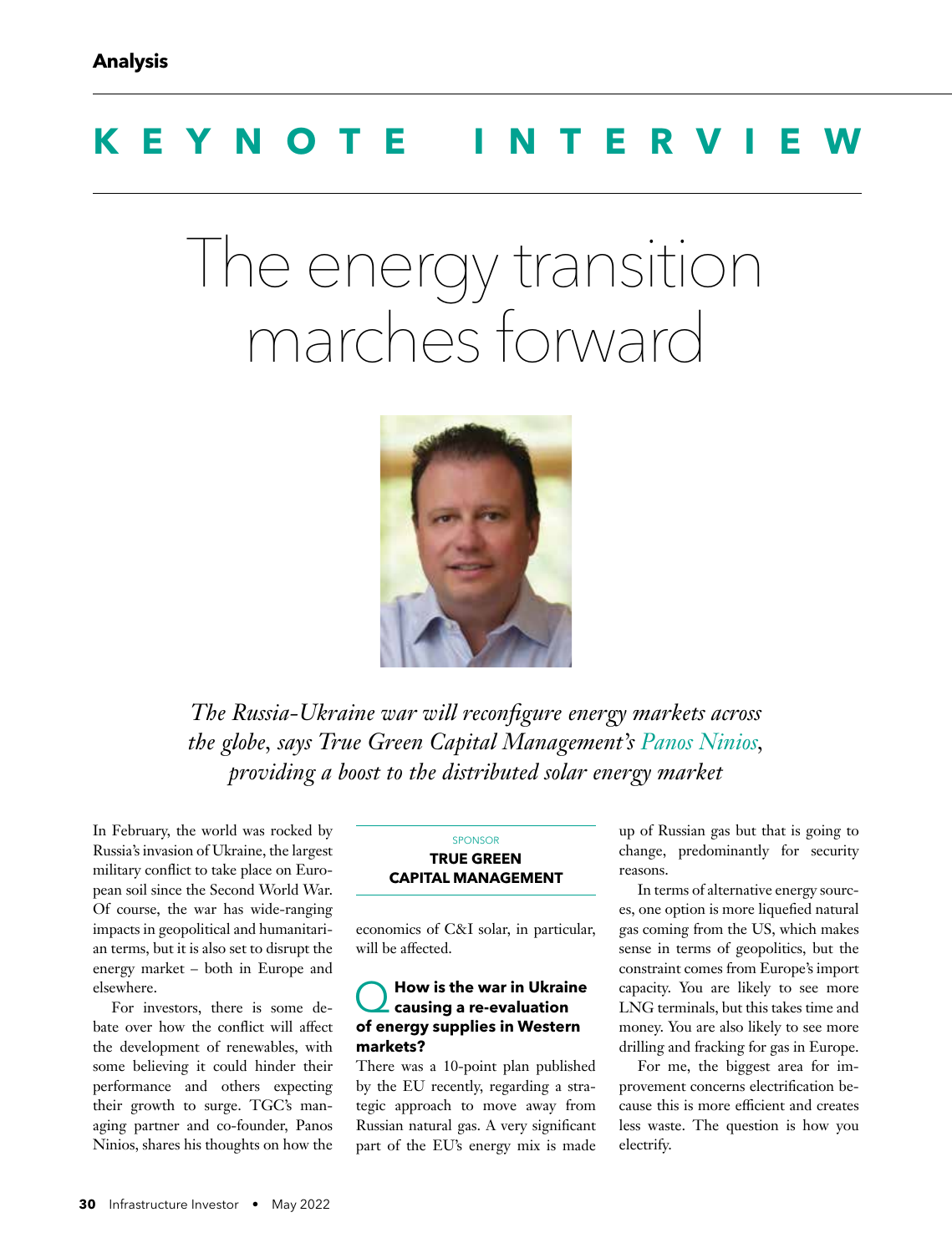Analysis

# KEYNOTE INTERVIEW

# The energy transition marches forward

*The Russia-Ukraine war will reconfigure energy markets across the globe, says True Green Capital Management's Panos Ninios, providing a boost to the distributed solar energy market*

SPONSOR
**TRUE GREEN CAPITAL MANAGEMENT**

In February, the world was rocked by Russia's invasion of Ukraine, the largest military conflict to take place on European soil since the Second World War. Of course, the war has wide-ranging impacts in geopolitical and humanitarian terms, but it is also set to disrupt the energy market – both in Europe and elsewhere.

For investors, there is some debate over how the conflict will affect the development of renewables, with some believing it could hinder their performance and others expecting their growth to surge. TGC's managing partner and co-founder, Panos Ninios, shares his thoughts on how the economics of C&I solar, in particular, will be affected.

**Q How is the war in Ukraine causing a re-evaluation of energy supplies in Western markets?**

There was a 10-point plan published by the EU recently, regarding a strategic approach to move away from Russian natural gas. A very significant part of the EU's energy mix is made up of Russian gas but that is going to change, predominantly for security reasons.

In terms of alternative energy sources, one option is more liquefied natural gas coming from the US, which makes sense in terms of geopolitics, but the constraint comes from Europe's import capacity. You are likely to see more LNG terminals, but this takes time and money. You are also likely to see more drilling and fracking for gas in Europe.

For me, the biggest area for improvement concerns electrification because this is more efficient and creates less waste. The question is how you electrify.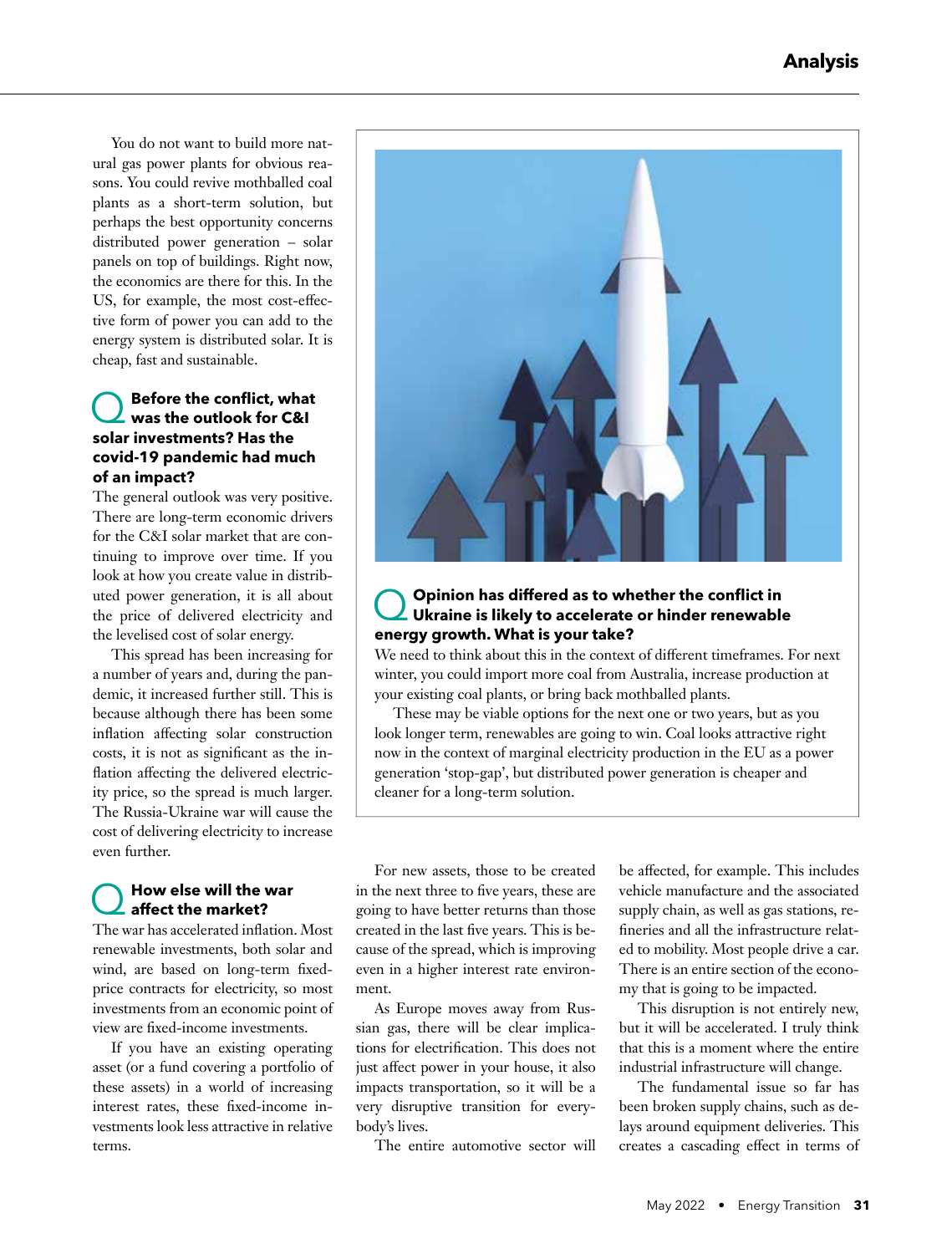You do not want to build more natural gas power plants for obvious reasons. You could revive mothballed coal plants as a short-term solution, but perhaps the best opportunity concerns distributed power generation – solar panels on top of buildings. Right now, the economics are there for this. In the US, for example, the most cost-effective form of power you can add to the energy system is distributed solar. It is cheap, fast and sustainable.

### Q Before the conflict, what was the outlook for C&I solar investments? Has the covid-19 pandemic had much of an impact?

The general outlook was very positive. There are long-term economic drivers for the C&I solar market that are continuing to improve over time. If you look at how you create value in distributed power generation, it is all about the price of delivered electricity and the levelised cost of solar energy.

This spread has been increasing for a number of years and, during the pandemic, it increased further still. This is because although there has been some inflation affecting solar construction costs, it is not as significant as the inflation affecting the delivered electricity price, so the spread is much larger. The Russia-Ukraine war will cause the cost of delivering electricity to increase even further.

### Q How else will the war affect the market?

The war has accelerated inflation. Most renewable investments, both solar and wind, are based on long-term fixed-price contracts for electricity, so most investments from an economic point of view are fixed-income investments.

If you have an existing operating asset (or a fund covering a portfolio of these assets) in a world of increasing interest rates, these fixed-income investments look less attractive in relative terms.

For new assets, those to be created in the next three to five years, these are going to have better returns than those created in the last five years. This is because of the spread, which is improving even in a higher interest rate environment.

As Europe moves away from Russian gas, there will be clear implications for electrification. This does not just affect power in your house, it also impacts transportation, so it will be a very disruptive transition for everybody's lives.

The entire automotive sector will be affected, for example. This includes vehicle manufacture and the associated supply chain, as well as gas stations, refineries and all the infrastructure related to mobility. Most people drive a car. There is an entire section of the economy that is going to be impacted.

This disruption is not entirely new, but it will be accelerated. I truly think that this is a moment where the entire industrial infrastructure will change.

The fundamental issue so far has been broken supply chains, such as delays around equipment deliveries. This creates a cascading effect in terms of

### Q Opinion has differed as to whether the conflict in Ukraine is likely to accelerate or hinder renewable energy growth. What is your take?

We need to think about this in the context of different timeframes. For next winter, you could import more coal from Australia, increase production at your existing coal plants, or bring back mothballed plants.

These may be viable options for the next one or two years, but as you look longer term, renewables are going to win. Coal looks attractive right now in the context of marginal electricity production in the EU as a power generation 'stop-gap', but distributed power generation is cheaper and cleaner for a long-term solution.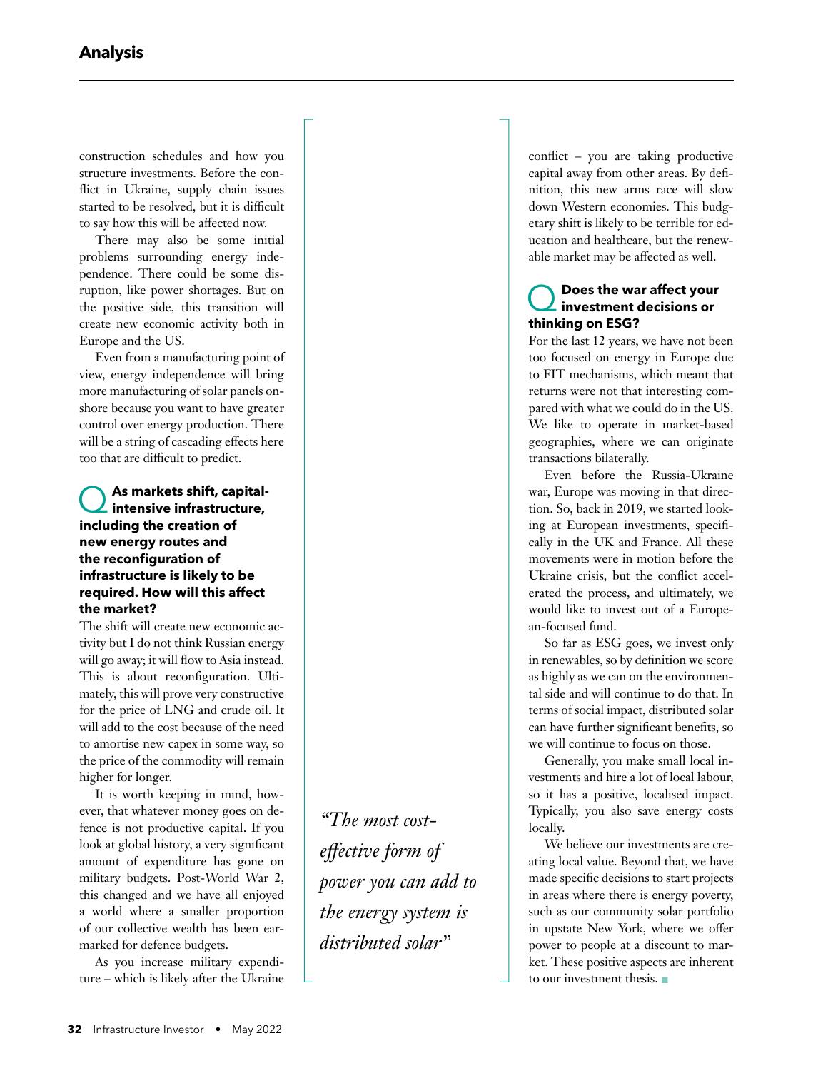construction schedules and how you structure investments. Before the conflict in Ukraine, supply chain issues started to be resolved, but it is difficult to say how this will be affected now.

There may also be some initial problems surrounding energy independence. There could be some disruption, like power shortages. But on the positive side, this transition will create new economic activity both in Europe and the US.

Even from a manufacturing point of view, energy independence will bring more manufacturing of solar panels onshore because you want to have greater control over energy production. There will be a string of cascading effects here too that are difficult to predict.

**Q As markets shift, capital-intensive infrastructure, including the creation of new energy routes and the reconfiguration of infrastructure is likely to be required. How will this affect the market?**

The shift will create new economic activity but I do not think Russian energy will go away; it will flow to Asia instead. This is about reconfiguration. Ultimately, this will prove very constructive for the price of LNG and crude oil. It will add to the cost because of the need to amortise new capex in some way, so the price of the commodity will remain higher for longer.

It is worth keeping in mind, however, that whatever money goes on defence is not productive capital. If you look at global history, a very significant amount of expenditure has gone on military budgets. Post-World War 2, this changed and we have all enjoyed a world where a smaller proportion of our collective wealth has been earmarked for defence budgets.

As you increase military expenditure – which is likely after the Ukraine conflict – you are taking productive capital away from other areas. By definition, this new arms race will slow down Western economies. This budgetary shift is likely to be terrible for education and healthcare, but the renewable market may be affected as well.

> *"The most cost-effective form of power you can add to the energy system is distributed solar"*

**Q Does the war affect your investment decisions or thinking on ESG?**

For the last 12 years, we have not been too focused on energy in Europe due to FIT mechanisms, which meant that returns were not that interesting compared with what we could do in the US. We like to operate in market-based geographies, where we can originate transactions bilaterally.

Even before the Russia-Ukraine war, Europe was moving in that direction. So, back in 2019, we started looking at European investments, specifically in the UK and France. All these movements were in motion before the Ukraine crisis, but the conflict accelerated the process, and ultimately, we would like to invest out of a European-focused fund.

So far as ESG goes, we invest only in renewables, so by definition we score as highly as we can on the environmental side and will continue to do that. In terms of social impact, distributed solar can have further significant benefits, so we will continue to focus on those.

Generally, you make small local investments and hire a lot of local labour, so it has a positive, localised impact. Typically, you also save energy costs locally.

We believe our investments are creating local value. Beyond that, we have made specific decisions to start projects in areas where there is energy poverty, such as our community solar portfolio in upstate New York, where we offer power to people at a discount to market. These positive aspects are inherent to our investment thesis. ■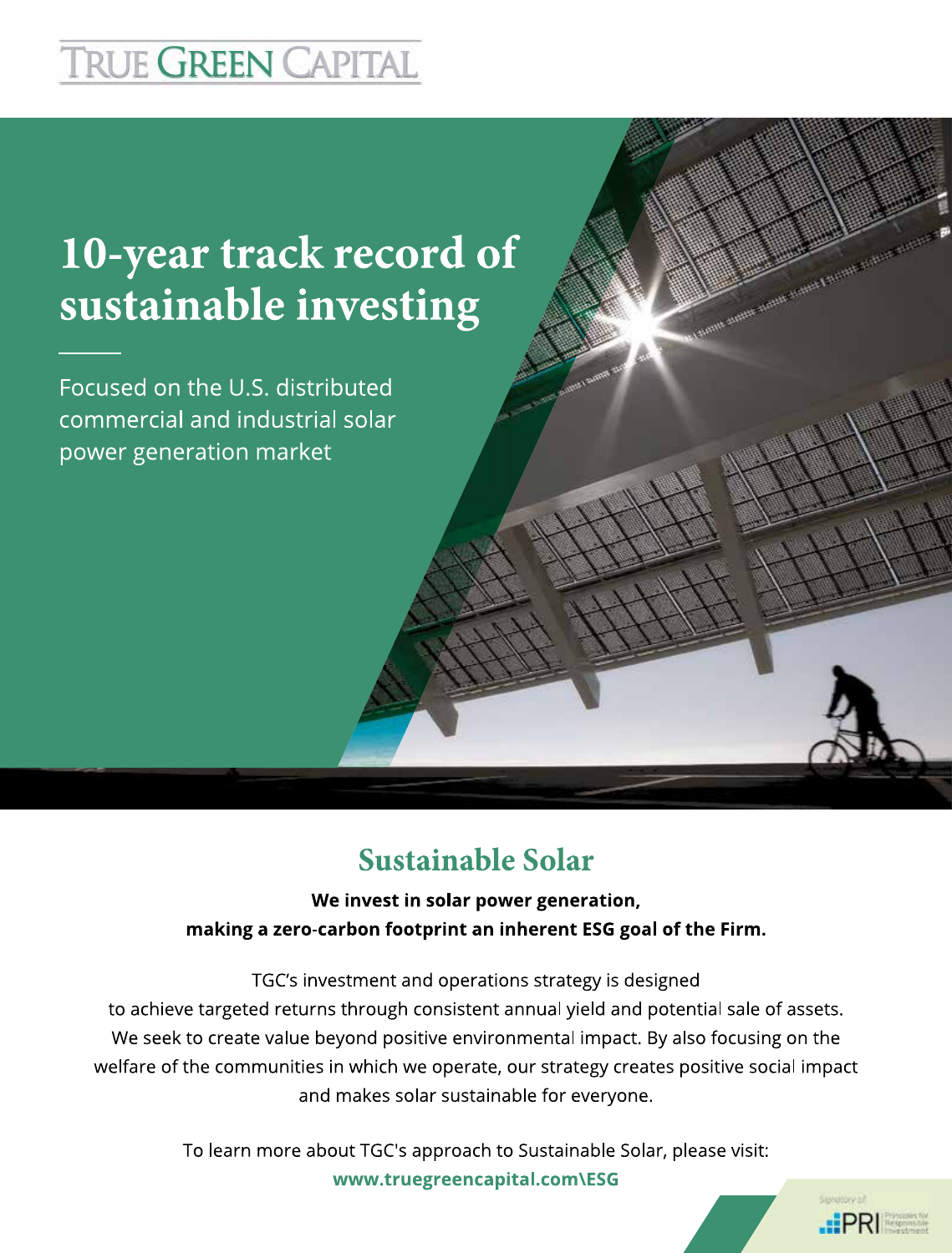TRUE GREEN CAPITAL

# 10-year track record of sustainable investing

Focused on the U.S. distributed commercial and industrial solar power generation market

## Sustainable Solar

**We invest in solar power generation, making a zero-carbon footprint an inherent ESG goal of the Firm.**

TGC's investment and operations strategy is designed to achieve targeted returns through consistent annual yield and potential sale of assets. We seek to create value beyond positive environmental impact. By also focusing on the welfare of the communities in which we operate, our strategy creates positive social impact and makes solar sustainable for everyone.

To learn more about TGC's approach to Sustainable Solar, please visit:
**www.truegreencapital.com\ESG**

Signatory of: PRI Principles for Responsible Investment